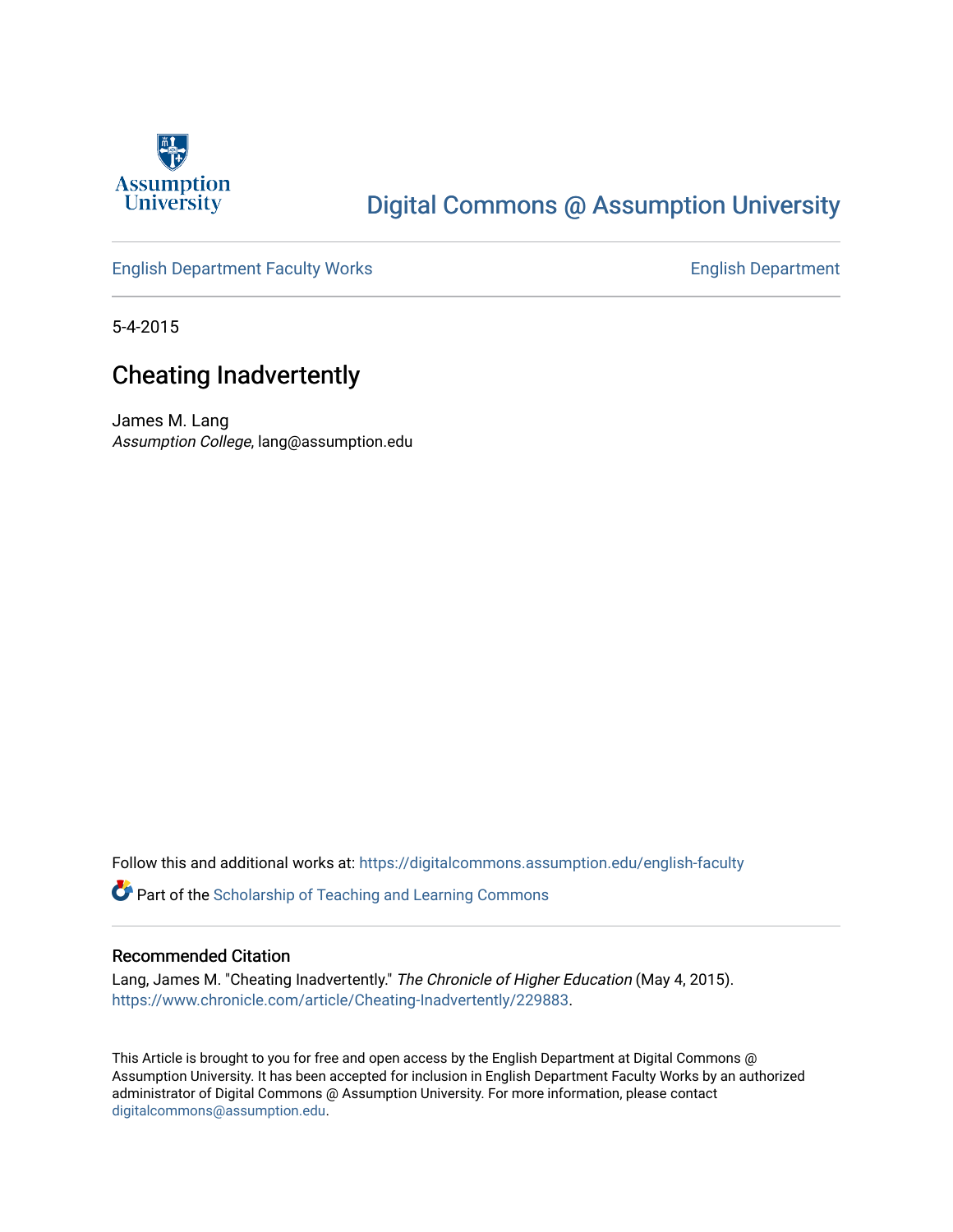Digital Commons @ Assumption University

English Department Faculty Works

English Department

5-4-2015

# Cheating Inadvertently

James M. Lang
*Assumption College*, lang@assumption.edu

Follow this and additional works at: https://digitalcommons.assumption.edu/english-faculty

Part of the Scholarship of Teaching and Learning Commons

## Recommended Citation

Lang, James M. "Cheating Inadvertently." *The Chronicle of Higher Education* (May 4, 2015). https://www.chronicle.com/article/Cheating-Inadvertently/229883.

This Article is brought to you for free and open access by the English Department at Digital Commons @ Assumption University. It has been accepted for inclusion in English Department Faculty Works by an authorized administrator of Digital Commons @ Assumption University. For more information, please contact digitalcommons@assumption.edu.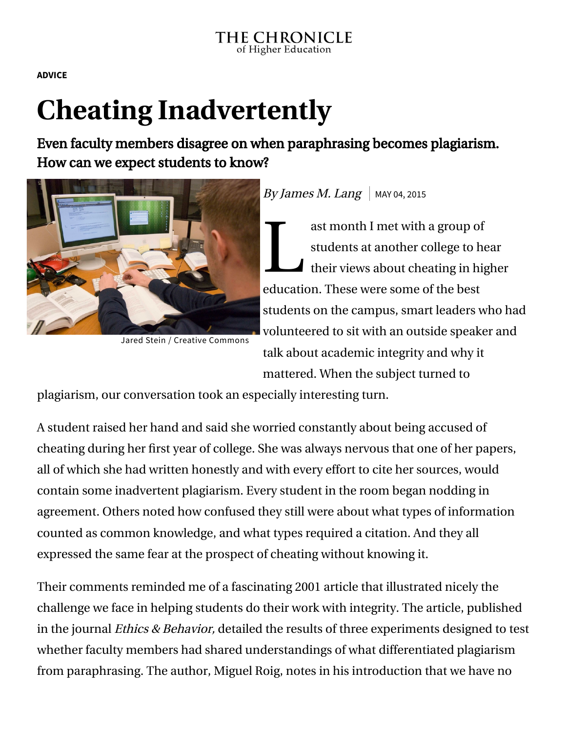THE CHRONICLE of Higher Education

**ADVICE**

# Cheating Inadvertently

## Even faculty members disagree on when paraphrasing becomes plagiarism. How can we expect students to know?

Jared Stein / Creative Commons

*By James M. Lang* | MAY 04, 2015

Last month I met with a group of students at another college to hear their views about cheating in higher education. These were some of the best students on the campus, smart leaders who had volunteered to sit with an outside speaker and talk about academic integrity and why it mattered. When the subject turned to plagiarism, our conversation took an especially interesting turn.

A student raised her hand and said she worried constantly about being accused of cheating during her first year of college. She was always nervous that one of her papers, all of which she had written honestly and with every effort to cite her sources, would contain some inadvertent plagiarism. Every student in the room began nodding in agreement. Others noted how confused they still were about what types of information counted as common knowledge, and what types required a citation. And they all expressed the same fear at the prospect of cheating without knowing it.

Their comments reminded me of a fascinating 2001 article that illustrated nicely the challenge we face in helping students do their work with integrity. The article, published in the journal *Ethics & Behavior,* detailed the results of three experiments designed to test whether faculty members had shared understandings of what differentiated plagiarism from paraphrasing. The author, Miguel Roig, notes in his introduction that we have no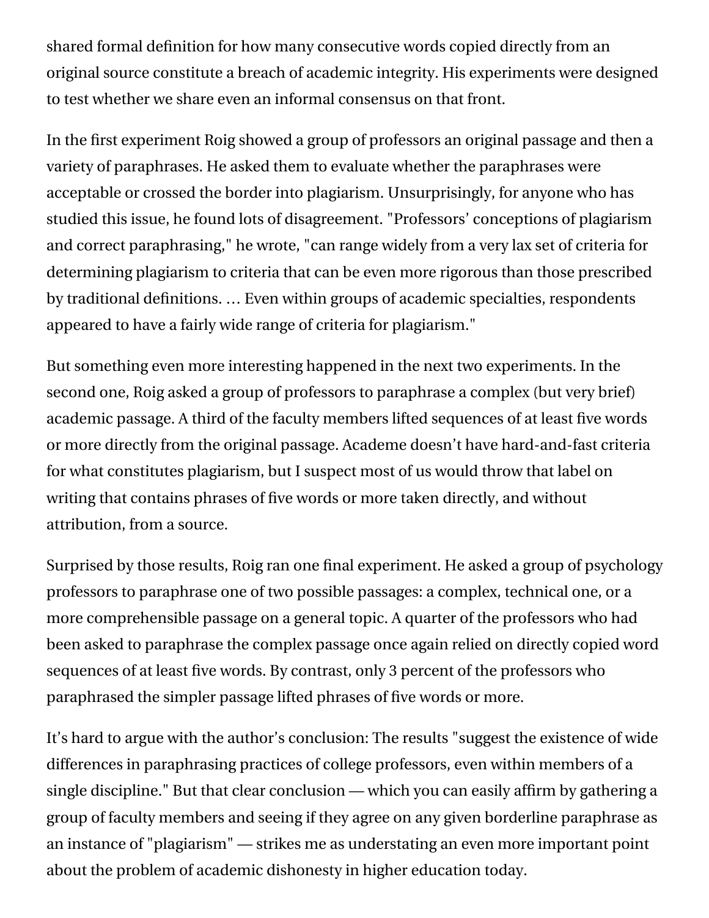shared formal definition for how many consecutive words copied directly from an original source constitute a breach of academic integrity. His experiments were designed to test whether we share even an informal consensus on that front.

In the first experiment Roig showed a group of professors an original passage and then a variety of paraphrases. He asked them to evaluate whether the paraphrases were acceptable or crossed the border into plagiarism. Unsurprisingly, for anyone who has studied this issue, he found lots of disagreement. "Professors' conceptions of plagiarism and correct paraphrasing," he wrote, "can range widely from a very lax set of criteria for determining plagiarism to criteria that can be even more rigorous than those prescribed by traditional definitions. … Even within groups of academic specialties, respondents appeared to have a fairly wide range of criteria for plagiarism."

But something even more interesting happened in the next two experiments. In the second one, Roig asked a group of professors to paraphrase a complex (but very brief) academic passage. A third of the faculty members lifted sequences of at least five words or more directly from the original passage. Academe doesn't have hard-and-fast criteria for what constitutes plagiarism, but I suspect most of us would throw that label on writing that contains phrases of five words or more taken directly, and without attribution, from a source.

Surprised by those results, Roig ran one final experiment. He asked a group of psychology professors to paraphrase one of two possible passages: a complex, technical one, or a more comprehensible passage on a general topic. A quarter of the professors who had been asked to paraphrase the complex passage once again relied on directly copied word sequences of at least five words. By contrast, only 3 percent of the professors who paraphrased the simpler passage lifted phrases of five words or more.

It's hard to argue with the author's conclusion: The results "suggest the existence of wide differences in paraphrasing practices of college professors, even within members of a single discipline." But that clear conclusion — which you can easily affirm by gathering a group of faculty members and seeing if they agree on any given borderline paraphrase as an instance of "plagiarism" — strikes me as understating an even more important point about the problem of academic dishonesty in higher education today.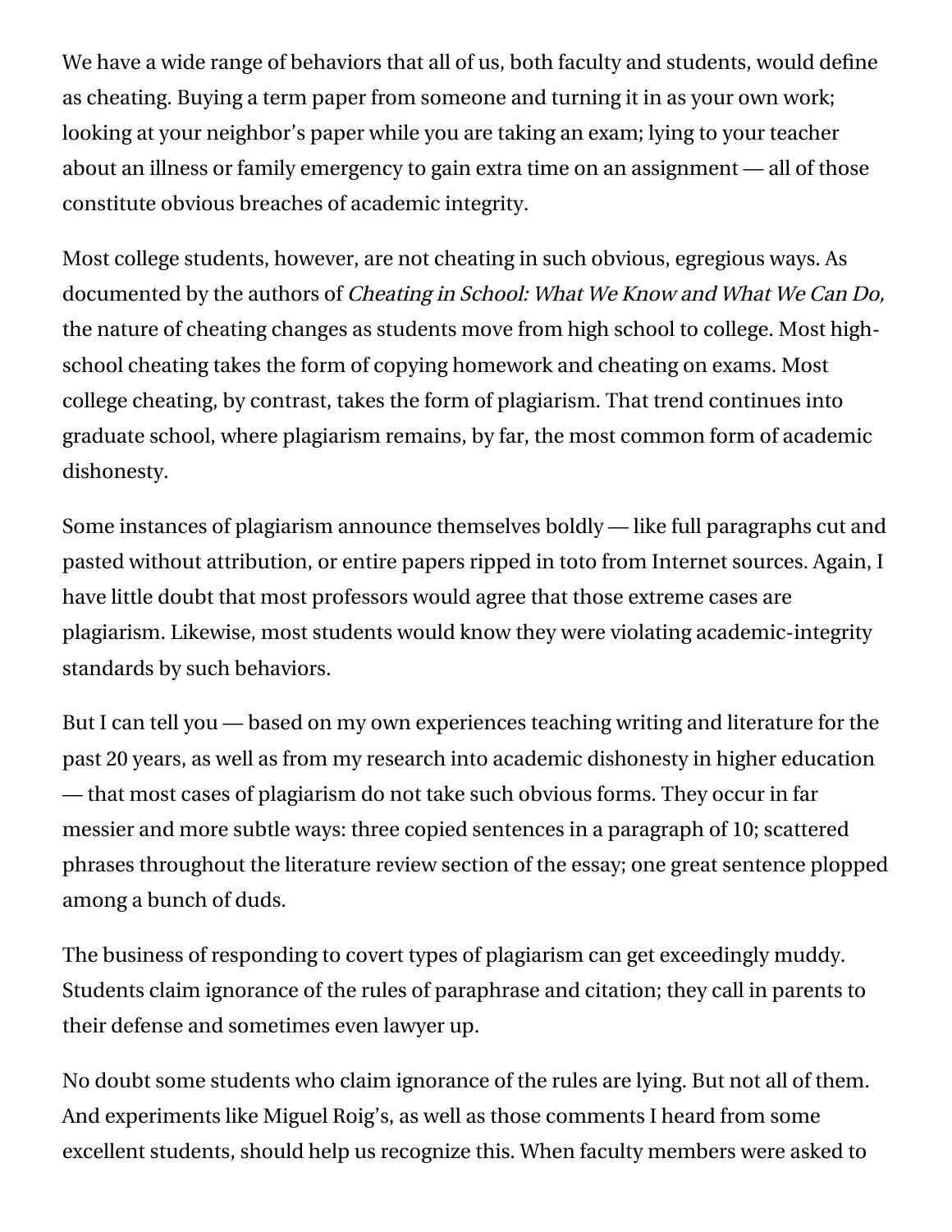We have a wide range of behaviors that all of us, both faculty and students, would define as cheating. Buying a term paper from someone and turning it in as your own work; looking at your neighbor's paper while you are taking an exam; lying to your teacher about an illness or family emergency to gain extra time on an assignment — all of those constitute obvious breaches of academic integrity.

Most college students, however, are not cheating in such obvious, egregious ways. As documented by the authors of *Cheating in School: What We Know and What We Can Do,* the nature of cheating changes as students move from high school to college. Most high-school cheating takes the form of copying homework and cheating on exams. Most college cheating, by contrast, takes the form of plagiarism. That trend continues into graduate school, where plagiarism remains, by far, the most common form of academic dishonesty.

Some instances of plagiarism announce themselves boldly — like full paragraphs cut and pasted without attribution, or entire papers ripped in toto from Internet sources. Again, I have little doubt that most professors would agree that those extreme cases are plagiarism. Likewise, most students would know they were violating academic-integrity standards by such behaviors.

But I can tell you — based on my own experiences teaching writing and literature for the past 20 years, as well as from my research into academic dishonesty in higher education — that most cases of plagiarism do not take such obvious forms. They occur in far messier and more subtle ways: three copied sentences in a paragraph of 10; scattered phrases throughout the literature review section of the essay; one great sentence plopped among a bunch of duds.

The business of responding to covert types of plagiarism can get exceedingly muddy. Students claim ignorance of the rules of paraphrase and citation; they call in parents to their defense and sometimes even lawyer up.

No doubt some students who claim ignorance of the rules are lying. But not all of them. And experiments like Miguel Roig's, as well as those comments I heard from some excellent students, should help us recognize this. When faculty members were asked to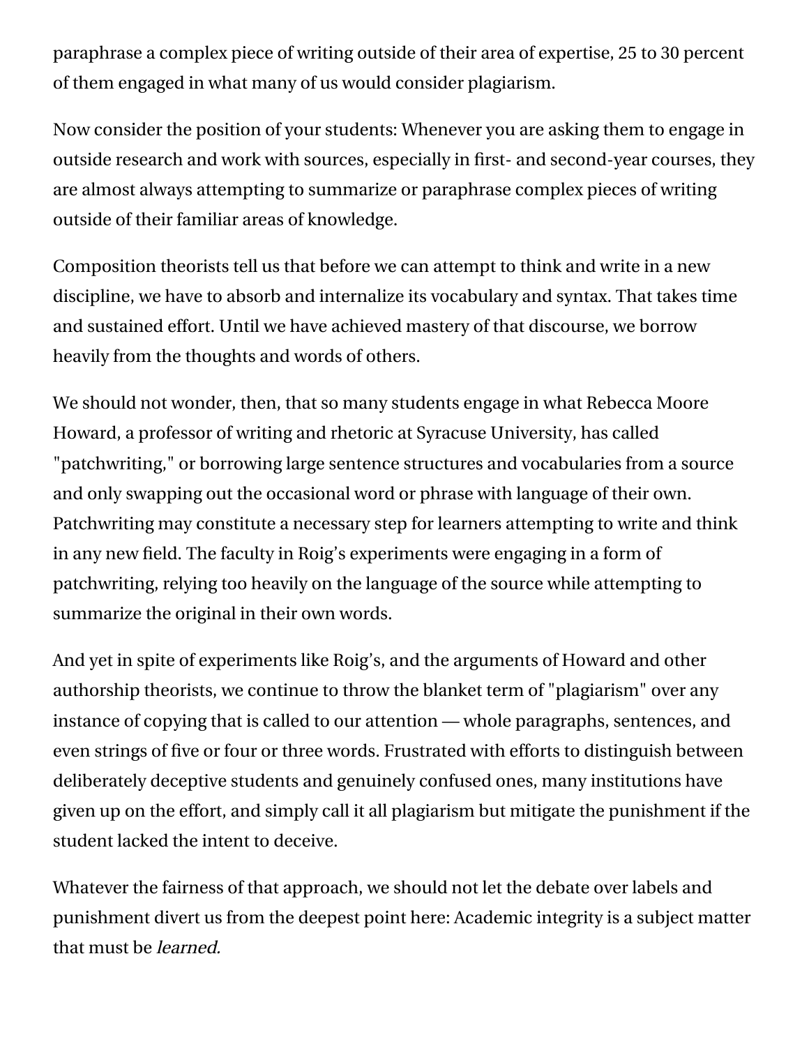paraphrase a complex piece of writing outside of their area of expertise, 25 to 30 percent of them engaged in what many of us would consider plagiarism.

Now consider the position of your students: Whenever you are asking them to engage in outside research and work with sources, especially in first- and second-year courses, they are almost always attempting to summarize or paraphrase complex pieces of writing outside of their familiar areas of knowledge.

Composition theorists tell us that before we can attempt to think and write in a new discipline, we have to absorb and internalize its vocabulary and syntax. That takes time and sustained effort. Until we have achieved mastery of that discourse, we borrow heavily from the thoughts and words of others.

We should not wonder, then, that so many students engage in what Rebecca Moore Howard, a professor of writing and rhetoric at Syracuse University, has called "patchwriting," or borrowing large sentence structures and vocabularies from a source and only swapping out the occasional word or phrase with language of their own. Patchwriting may constitute a necessary step for learners attempting to write and think in any new field. The faculty in Roig's experiments were engaging in a form of patchwriting, relying too heavily on the language of the source while attempting to summarize the original in their own words.

And yet in spite of experiments like Roig's, and the arguments of Howard and other authorship theorists, we continue to throw the blanket term of "plagiarism" over any instance of copying that is called to our attention — whole paragraphs, sentences, and even strings of five or four or three words. Frustrated with efforts to distinguish between deliberately deceptive students and genuinely confused ones, many institutions have given up on the effort, and simply call it all plagiarism but mitigate the punishment if the student lacked the intent to deceive.

Whatever the fairness of that approach, we should not let the debate over labels and punishment divert us from the deepest point here: Academic integrity is a subject matter that must be *learned.*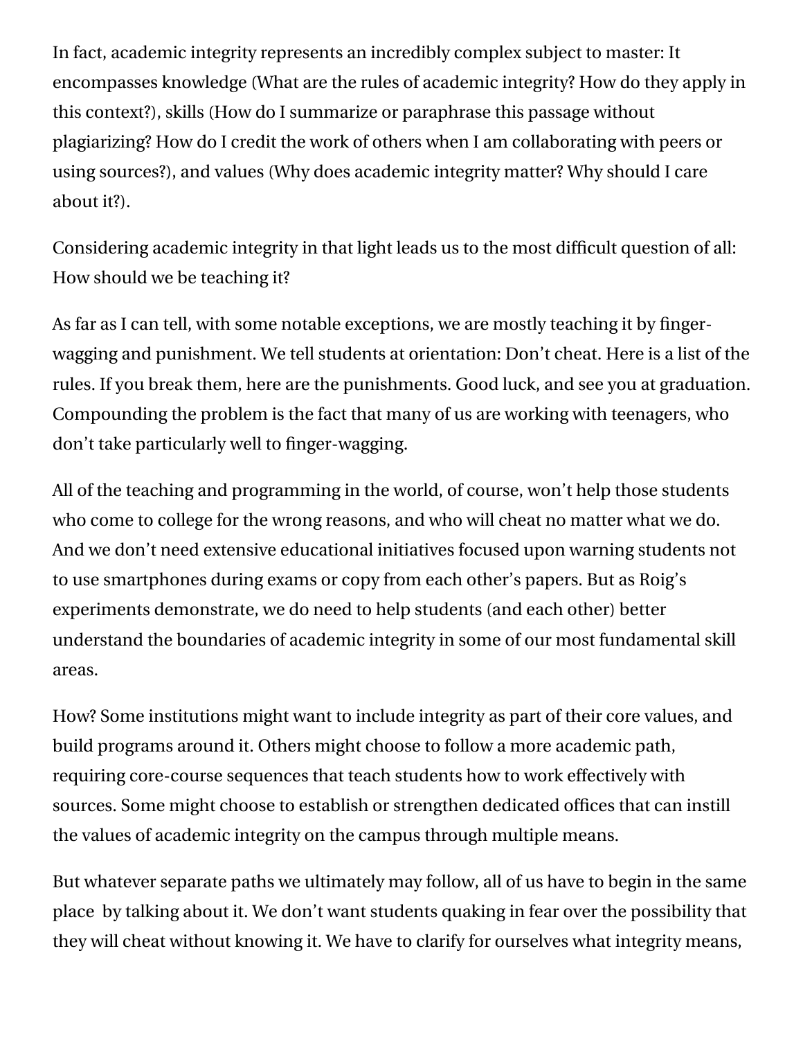In fact, academic integrity represents an incredibly complex subject to master: It encompasses knowledge (What are the rules of academic integrity? How do they apply in this context?), skills (How do I summarize or paraphrase this passage without plagiarizing? How do I credit the work of others when I am collaborating with peers or using sources?), and values (Why does academic integrity matter? Why should I care about it?).

Considering academic integrity in that light leads us to the most difficult question of all: How should we be teaching it?

As far as I can tell, with some notable exceptions, we are mostly teaching it by finger-wagging and punishment. We tell students at orientation: Don't cheat. Here is a list of the rules. If you break them, here are the punishments. Good luck, and see you at graduation. Compounding the problem is the fact that many of us are working with teenagers, who don't take particularly well to finger-wagging.

All of the teaching and programming in the world, of course, won't help those students who come to college for the wrong reasons, and who will cheat no matter what we do. And we don't need extensive educational initiatives focused upon warning students not to use smartphones during exams or copy from each other's papers. But as Roig's experiments demonstrate, we do need to help students (and each other) better understand the boundaries of academic integrity in some of our most fundamental skill areas.

How? Some institutions might want to include integrity as part of their core values, and build programs around it. Others might choose to follow a more academic path, requiring core-course sequences that teach students how to work effectively with sources. Some might choose to establish or strengthen dedicated offices that can instill the values of academic integrity on the campus through multiple means.

But whatever separate paths we ultimately may follow, all of us have to begin in the same place by talking about it. We don't want students quaking in fear over the possibility that they will cheat without knowing it. We have to clarify for ourselves what integrity means,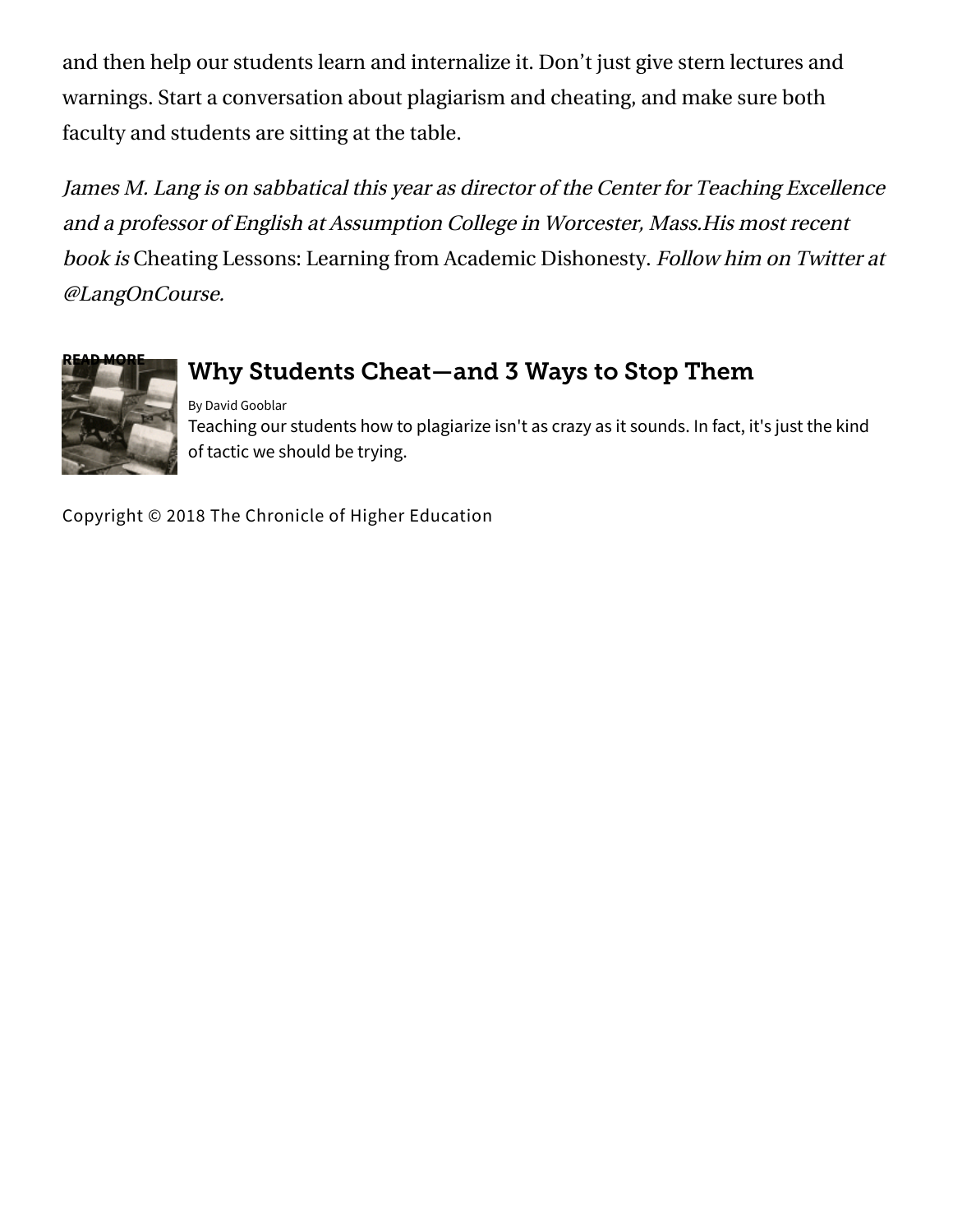and then help our students learn and internalize it. Don't just give stern lectures and warnings. Start a conversation about plagiarism and cheating, and make sure both faculty and students are sitting at the table.

*James M. Lang is on sabbatical this year as director of the Center for Teaching Excellence and a professor of English at Assumption College in Worcester, Mass.His most recent book is* Cheating Lessons: Learning from Academic Dishonesty. *Follow him on Twitter at @LangOnCourse.*

**READ MORE**

## Why Students Cheat—and 3 Ways to Stop Them

By David Gooblar

Teaching our students how to plagiarize isn't as crazy as it sounds. In fact, it's just the kind of tactic we should be trying.

Copyright © 2018 The Chronicle of Higher Education